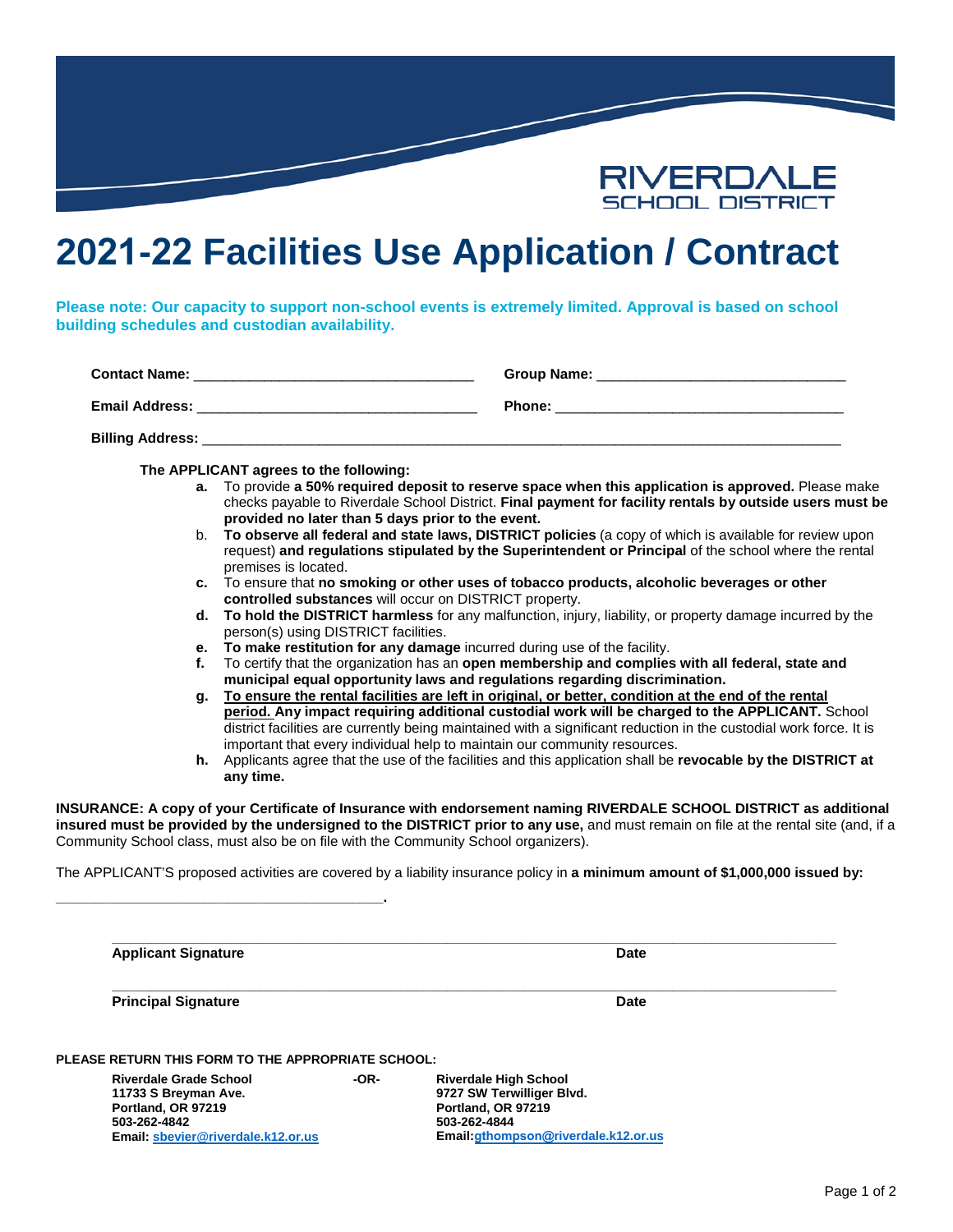RIVERDALE
SCHOOL DISTRICT

# 2021-22 Facilities Use Application / Contract

**Please note: Our capacity to support non-school events is extremely limited. Approval is based on school building schedules and custodian availability.**

**Contact Name:** ___________________________________ **Group Name:** _______________________________

**Email Address:** ___________________________________ **Phone:** _____________________________________

**Billing Address:** _________________________________________________________________________________

**The APPLICANT agrees to the following:**

- **a.** To provide **a 50% required deposit to reserve space when this application is approved.** Please make checks payable to Riverdale School District. **Final payment for facility rentals by outside users must be provided no later than 5 days prior to the event.**
- b. **To observe all federal and state laws, DISTRICT policies** (a copy of which is available for review upon request) **and regulations stipulated by the Superintendent or Principal** of the school where the rental premises is located.
- **c.** To ensure that **no smoking or other uses of tobacco products, alcoholic beverages or other controlled substances** will occur on DISTRICT property.
- **d. To hold the DISTRICT harmless** for any malfunction, injury, liability, or property damage incurred by the person(s) using DISTRICT facilities.
- **e. To make restitution for any damage** incurred during use of the facility.
- **f.** To certify that the organization has an **open membership and complies with all federal, state and municipal equal opportunity laws and regulations regarding discrimination.**
- **g. To ensure the rental facilities are left in original, or better, condition at the end of the rental period. Any impact requiring additional custodial work will be charged to the APPLICANT.** School district facilities are currently being maintained with a significant reduction in the custodial work force. It is important that every individual help to maintain our community resources.
- **h.** Applicants agree that the use of the facilities and this application shall be **revocable by the DISTRICT at any time.**

**INSURANCE: A copy of your Certificate of Insurance with endorsement naming RIVERDALE SCHOOL DISTRICT as additional insured must be provided by the undersigned to the DISTRICT prior to any use,** and must remain on file at the rental site (and, if a Community School class, must also be on file with the Community School organizers).

The APPLICANT'S proposed activities are covered by a liability insurance policy in **a minimum amount of $1,000,000 issued by:**

**__________________________________________.**

_____________________________________________________________________________________

**Applicant Signature** **Date**

_____________________________________________________________________________________

**Principal Signature** **Date**

**PLEASE RETURN THIS FORM TO THE APPROPRIATE SCHOOL:**

**Riverdale Grade School**
**11733 S Breyman Ave.**
**Portland, OR 97219**
**503-262-4842**
**Email: sbevier@riverdale.k12.or.us**

**-OR-**

**Riverdale High School**
**9727 SW Terwilliger Blvd.**
**Portland, OR 97219**
**503-262-4844**
**Email: gthompson@riverdale.k12.or.us**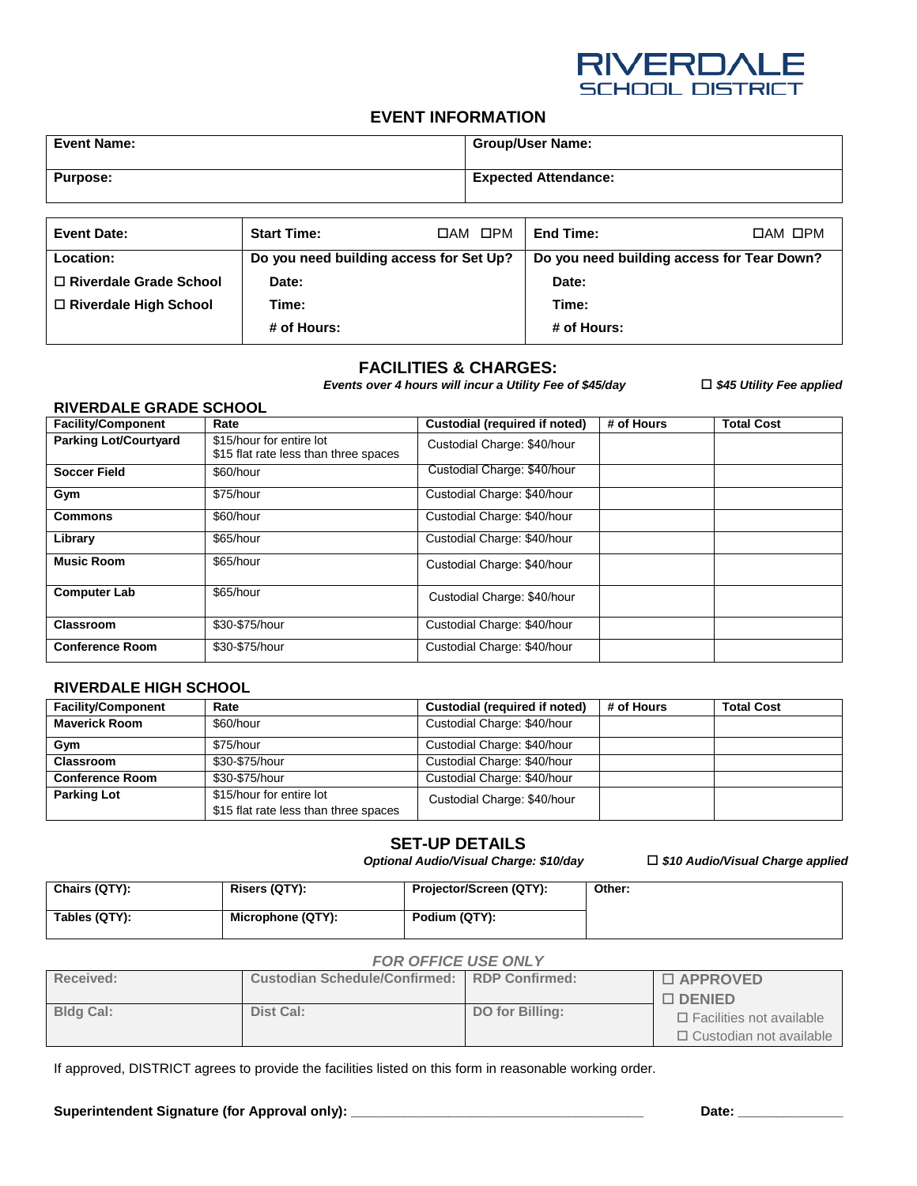# RIVERDALE SCHOOL DISTRICT

## EVENT INFORMATION

| | |
|---|---|
| **Event Name:** | **Group/User Name:** |
| **Purpose:** | **Expected Attendance:** |

| | | |
|---|---|---|
| **Event Date:** | **Start Time:** ☐AM ☐PM | **End Time:** ☐AM ☐PM |
| **Location:** | **Do you need building access for Set Up?** | **Do you need building access for Tear Down?** |
| ☐ **Riverdale Grade School** | **Date:** | **Date:** |
| ☐ **Riverdale High School** | **Time:** | **Time:** |
| | **# of Hours:** | **# of Hours:** |

## FACILITIES & CHARGES:

***Events over 4 hours will incur a Utility Fee of $45/day*** ☐ ***$45 Utility Fee applied***

### RIVERDALE GRADE SCHOOL

| Facility/Component | Rate | Custodial (required if noted) | # of Hours | Total Cost |
|---|---|---|---|---|
| **Parking Lot/Courtyard** | $15/hour for entire lot<br>$15 flat rate less than three spaces | Custodial Charge: $40/hour | | |
| **Soccer Field** | $60/hour | Custodial Charge: $40/hour | | |
| **Gym** | $75/hour | Custodial Charge: $40/hour | | |
| **Commons** | $60/hour | Custodial Charge: $40/hour | | |
| **Library** | $65/hour | Custodial Charge: $40/hour | | |
| **Music Room** | $65/hour | Custodial Charge: $40/hour | | |
| **Computer Lab** | $65/hour | Custodial Charge: $40/hour | | |
| **Classroom** | $30-$75/hour | Custodial Charge: $40/hour | | |
| **Conference Room** | $30-$75/hour | Custodial Charge: $40/hour | | |

### RIVERDALE HIGH SCHOOL

| Facility/Component | Rate | Custodial (required if noted) | # of Hours | Total Cost |
|---|---|---|---|---|
| **Maverick Room** | $60/hour | Custodial Charge: $40/hour | | |
| **Gym** | $75/hour | Custodial Charge: $40/hour | | |
| **Classroom** | $30-$75/hour | Custodial Charge: $40/hour | | |
| **Conference Room** | $30-$75/hour | Custodial Charge: $40/hour | | |
| **Parking Lot** | $15/hour for entire lot<br>$15 flat rate less than three spaces | Custodial Charge: $40/hour | | |

## SET-UP DETAILS

***Optional Audio/Visual Charge: $10/day*** ☐ ***$10 Audio/Visual Charge applied***

| | | | |
|---|---|---|---|
| **Chairs (QTY):** | **Risers (QTY):** | **Projector/Screen (QTY):** | **Other:** |
| **Tables (QTY):** | **Microphone (QTY):** | **Podium (QTY):** | |

*FOR OFFICE USE ONLY*

| | | | |
|---|---|---|---|
| **Received:** | **Custodian Schedule/Confirmed:** | **RDP Confirmed:** | ☐ **APPROVED**<br>☐ **DENIED** |
| **Bldg Cal:** | **Dist Cal:** | **DO for Billing:** | ☐ Facilities not available<br>☐ Custodian not available |

If approved, DISTRICT agrees to provide the facilities listed on this form in reasonable working order.

**Superintendent Signature (for Approval only):** ______________________________________ **Date:** ______________